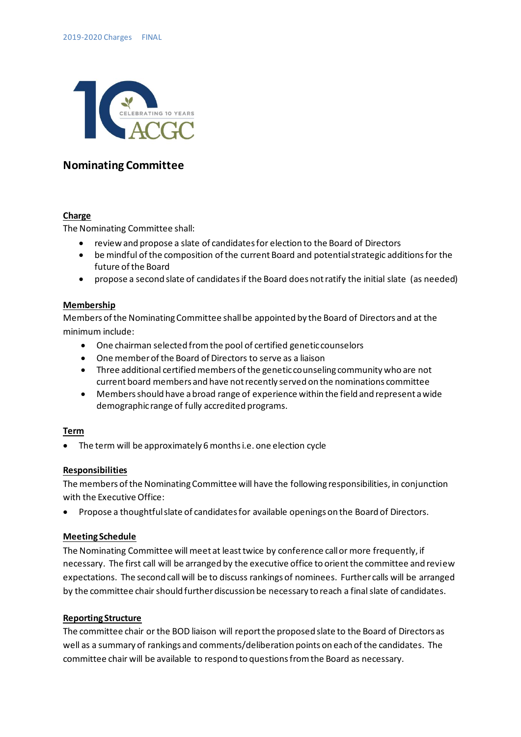2019-2020 Charges FINAL

## Nominating Committee

**Charge**

The Nominating Committee shall:

- review and propose a slate of candidates for election to the Board of Directors
- be mindful of the composition of the current Board and potential strategic additions for the future of the Board
- propose a second slate of candidates if the Board does not ratify the initial slate (as needed)

**Membership**

Members of the Nominating Committee shall be appointed by the Board of Directors and at the minimum include:

- One chairman selected from the pool of certified genetic counselors
- One member of the Board of Directors to serve as a liaison
- Three additional certified members of the genetic counseling community who are not current board members and have not recently served on the nominations committee
- Members should have a broad range of experience within the field and represent a wide demographic range of fully accredited programs.

**Term**

- The term will be approximately 6 months i.e. one election cycle

**Responsibilities**

The members of the Nominating Committee will have the following responsibilities, in conjunction with the Executive Office:

- Propose a thoughtful slate of candidates for available openings on the Board of Directors.

**Meeting Schedule**

The Nominating Committee will meet at least twice by conference call or more frequently, if necessary. The first call will be arranged by the executive office to orient the committee and review expectations. The second call will be to discuss rankings of nominees. Further calls will be arranged by the committee chair should further discussion be necessary to reach a final slate of candidates.

**Reporting Structure**

The committee chair or the BOD liaison will report the proposed slate to the Board of Directors as well as a summary of rankings and comments/deliberation points on each of the candidates. The committee chair will be available to respond to questions from the Board as necessary.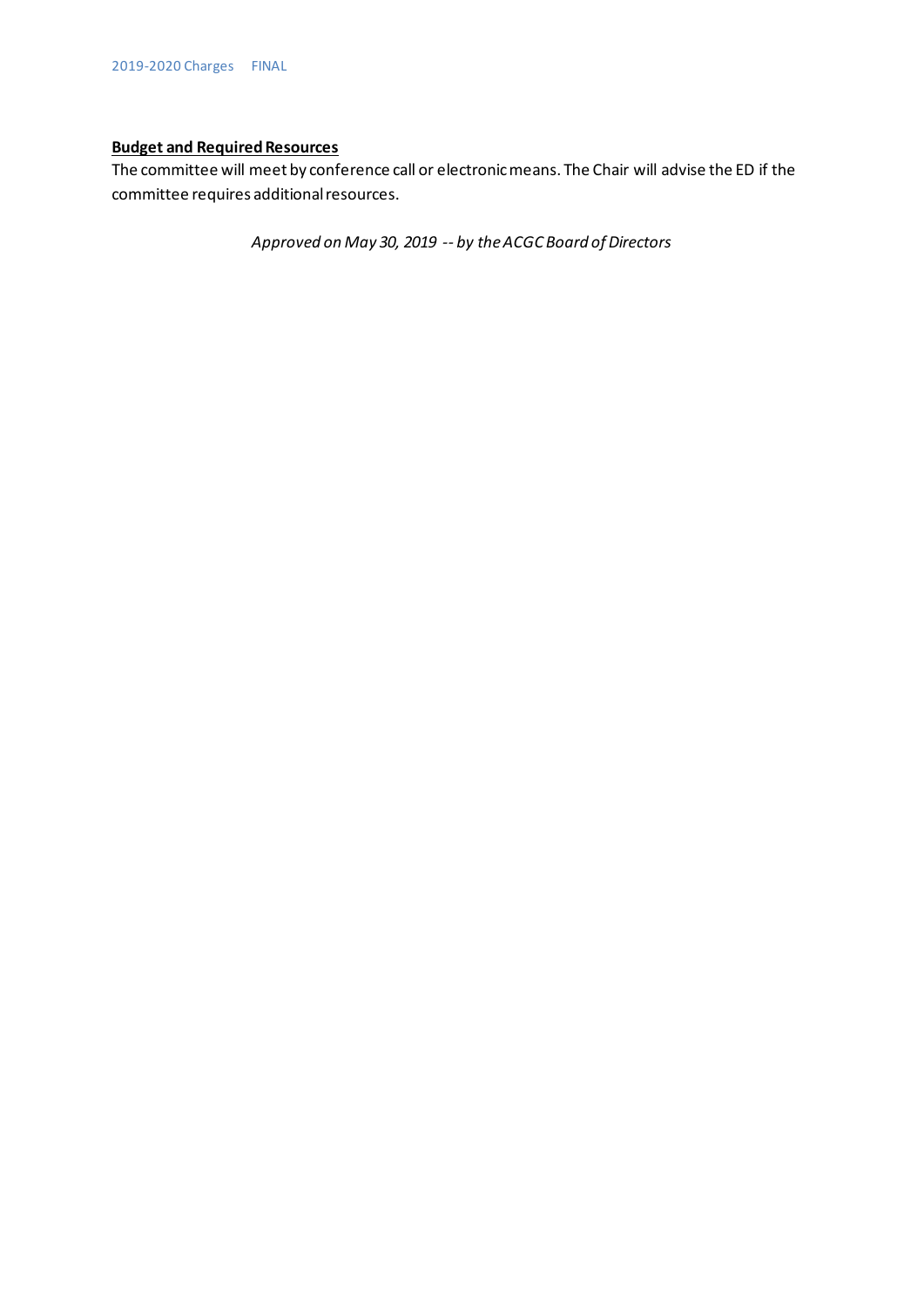**Budget and Required Resources**

The committee will meet by conference call or electronic means. The Chair will advise the ED if the committee requires additional resources.

*Approved on May 30, 2019 -- by the ACGC Board of Directors*